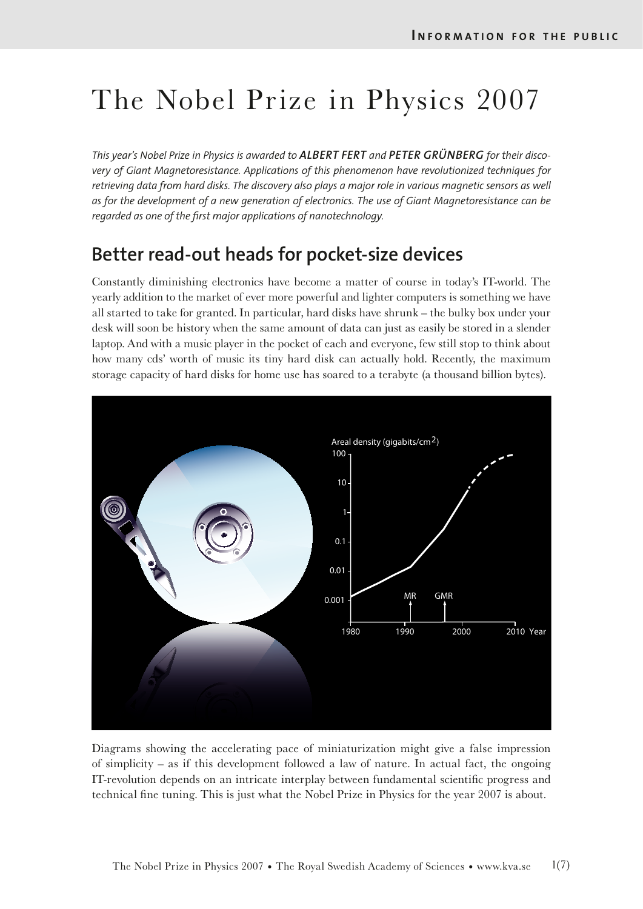# The Nobel Prize in Physics 2007

*This year's Nobel Prize in Physics is awarded to* ***ALBERT FERT*** *and* ***PETER GRÜNBERG*** *for their discovery of Giant Magnetoresistance. Applications of this phenomenon have revolutionized techniques for retrieving data from hard disks. The discovery also plays a major role in various magnetic sensors as well as for the development of a new generation of electronics. The use of Giant Magnetoresistance can be regarded as one of the first major applications of nanotechnology.*

## Better read-out heads for pocket-size devices

Constantly diminishing electronics have become a matter of course in today's IT-world. The yearly addition to the market of ever more powerful and lighter computers is something we have all started to take for granted. In particular, hard disks have shrunk – the bulky box under your desk will soon be history when the same amount of data can just as easily be stored in a slender laptop. And with a music player in the pocket of each and everyone, few still stop to think about how many cds' worth of music its tiny hard disk can actually hold. Recently, the maximum storage capacity of hard disks for home use has soared to a terabyte (a thousand billion bytes).

Diagrams showing the accelerating pace of miniaturization might give a false impression of simplicity – as if this development followed a law of nature. In actual fact, the ongoing IT-revolution depends on an intricate interplay between fundamental scientific progress and technical fine tuning. This is just what the Nobel Prize in Physics for the year 2007 is about.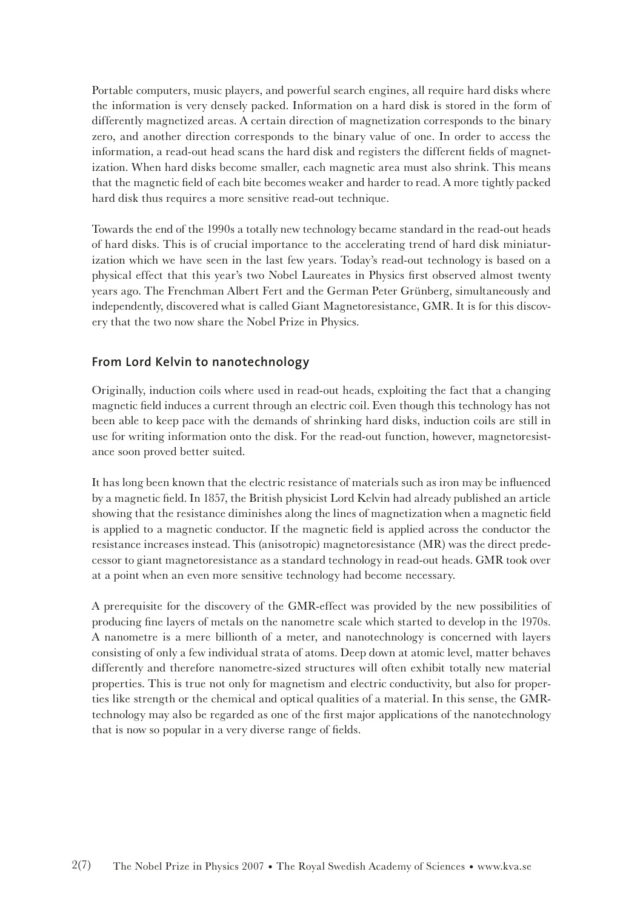Portable computers, music players, and powerful search engines, all require hard disks where the information is very densely packed. Information on a hard disk is stored in the form of differently magnetized areas. A certain direction of magnetization corresponds to the binary zero, and another direction corresponds to the binary value of one. In order to access the information, a read-out head scans the hard disk and registers the different fields of magnetization. When hard disks become smaller, each magnetic area must also shrink. This means that the magnetic field of each bite becomes weaker and harder to read. A more tightly packed hard disk thus requires a more sensitive read-out technique.

Towards the end of the 1990s a totally new technology became standard in the read-out heads of hard disks. This is of crucial importance to the accelerating trend of hard disk miniaturization which we have seen in the last few years. Today's read-out technology is based on a physical effect that this year's two Nobel Laureates in Physics first observed almost twenty years ago. The Frenchman Albert Fert and the German Peter Grünberg, simultaneously and independently, discovered what is called Giant Magnetoresistance, GMR. It is for this discovery that the two now share the Nobel Prize in Physics.

## From Lord Kelvin to nanotechnology

Originally, induction coils where used in read-out heads, exploiting the fact that a changing magnetic field induces a current through an electric coil. Even though this technology has not been able to keep pace with the demands of shrinking hard disks, induction coils are still in use for writing information onto the disk. For the read-out function, however, magnetoresistance soon proved better suited.

It has long been known that the electric resistance of materials such as iron may be influenced by a magnetic field. In 1857, the British physicist Lord Kelvin had already published an article showing that the resistance diminishes along the lines of magnetization when a magnetic field is applied to a magnetic conductor. If the magnetic field is applied across the conductor the resistance increases instead. This (anisotropic) magnetoresistance (MR) was the direct predecessor to giant magnetoresistance as a standard technology in read-out heads. GMR took over at a point when an even more sensitive technology had become necessary.

A prerequisite for the discovery of the GMR-effect was provided by the new possibilities of producing fine layers of metals on the nanometre scale which started to develop in the 1970s. A nanometre is a mere billionth of a meter, and nanotechnology is concerned with layers consisting of only a few individual strata of atoms. Deep down at atomic level, matter behaves differently and therefore nanometre-sized structures will often exhibit totally new material properties. This is true not only for magnetism and electric conductivity, but also for properties like strength or the chemical and optical qualities of a material. In this sense, the GMR-technology may also be regarded as one of the first major applications of the nanotechnology that is now so popular in a very diverse range of fields.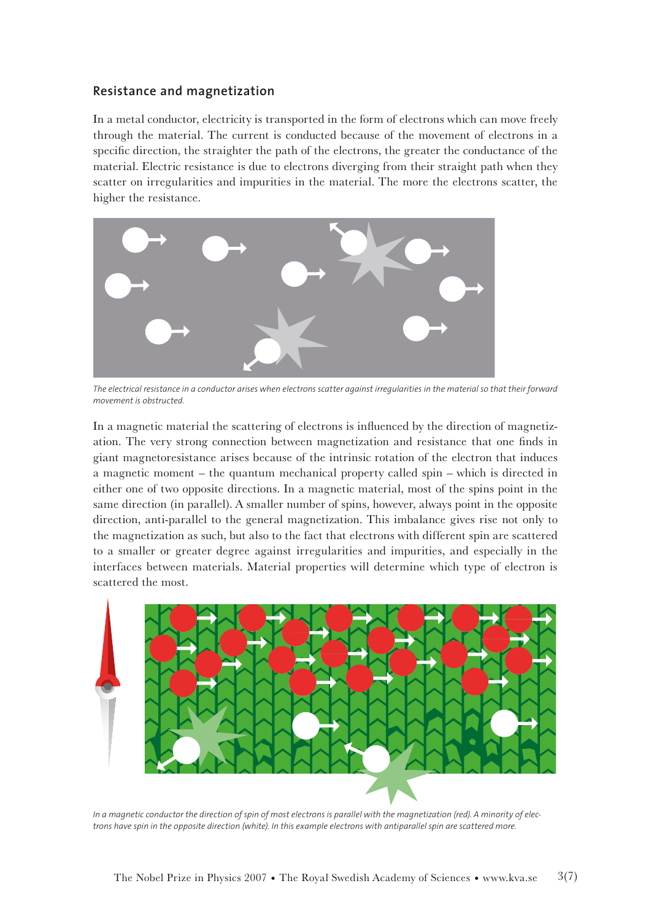## Resistance and magnetization

In a metal conductor, electricity is transported in the form of electrons which can move freely through the material. The current is conducted because of the movement of electrons in a specific direction, the straighter the path of the electrons, the greater the conductance of the material. Electric resistance is due to electrons diverging from their straight path when they scatter on irregularities and impurities in the material. The more the electrons scatter, the higher the resistance.

*The electrical resistance in a conductor arises when electrons scatter against irregularities in the material so that their forward movement is obstructed.*

In a magnetic material the scattering of electrons is influenced by the direction of magnetization. The very strong connection between magnetization and resistance that one finds in giant magnetoresistance arises because of the intrinsic rotation of the electron that induces a magnetic moment – the quantum mechanical property called spin – which is directed in either one of two opposite directions. In a magnetic material, most of the spins point in the same direction (in parallel). A smaller number of spins, however, always point in the opposite direction, anti-parallel to the general magnetization. This imbalance gives rise not only to the magnetization as such, but also to the fact that electrons with different spin are scattered to a smaller or greater degree against irregularities and impurities, and especially in the interfaces between materials. Material properties will determine which type of electron is scattered the most.

*In a magnetic conductor the direction of spin of most electrons is parallel with the magnetization (red). A minority of electrons have spin in the opposite direction (white). In this example electrons with antiparallel spin are scattered more.*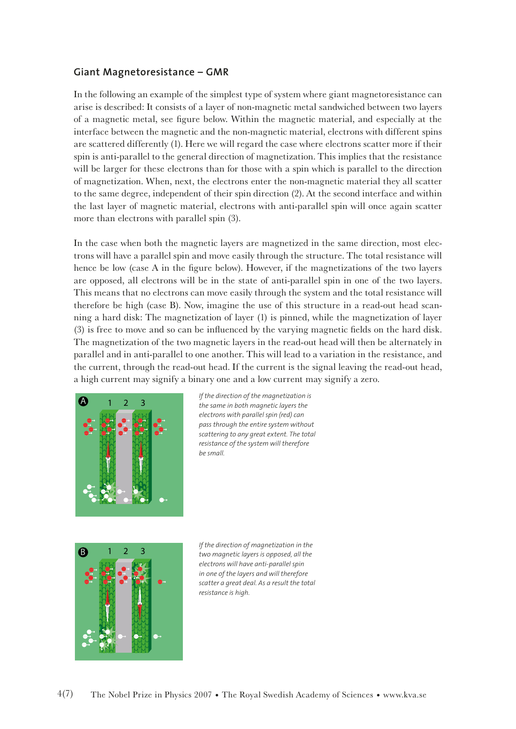## Giant Magnetoresistance – GMR

In the following an example of the simplest type of system where giant magnetoresistance can arise is described: It consists of a layer of non-magnetic metal sandwiched between two layers of a magnetic metal, see figure below. Within the magnetic material, and especially at the interface between the magnetic and the non-magnetic material, electrons with different spins are scattered differently (1). Here we will regard the case where electrons scatter more if their spin is anti-parallel to the general direction of magnetization. This implies that the resistance will be larger for these electrons than for those with a spin which is parallel to the direction of magnetization. When, next, the electrons enter the non-magnetic material they all scatter to the same degree, independent of their spin direction (2). At the second interface and within the last layer of magnetic material, electrons with anti-parallel spin will once again scatter more than electrons with parallel spin (3).

In the case when both the magnetic layers are magnetized in the same direction, most electrons will have a parallel spin and move easily through the structure. The total resistance will hence be low (case A in the figure below). However, if the magnetizations of the two layers are opposed, all electrons will be in the state of anti-parallel spin in one of the two layers. This means that no electrons can move easily through the system and the total resistance will therefore be high (case B). Now, imagine the use of this structure in a read-out head scanning a hard disk: The magnetization of layer (1) is pinned, while the magnetization of layer (3) is free to move and so can be influenced by the varying magnetic fields on the hard disk. The magnetization of the two magnetic layers in the read-out head will then be alternately in parallel and in anti-parallel to one another. This will lead to a variation in the resistance, and the current, through the read-out head. If the current is the signal leaving the read-out head, a high current may signify a binary one and a low current may signify a zero.

*If the direction of the magnetization is the same in both magnetic layers the electrons with parallel spin (red) can pass through the entire system without scattering to any great extent. The total resistance of the system will therefore be small.*

*If the direction of magnetization in the two magnetic layers is opposed, all the electrons will have anti-parallel spin in one of the layers and will therefore scatter a great deal. As a result the total resistance is high.*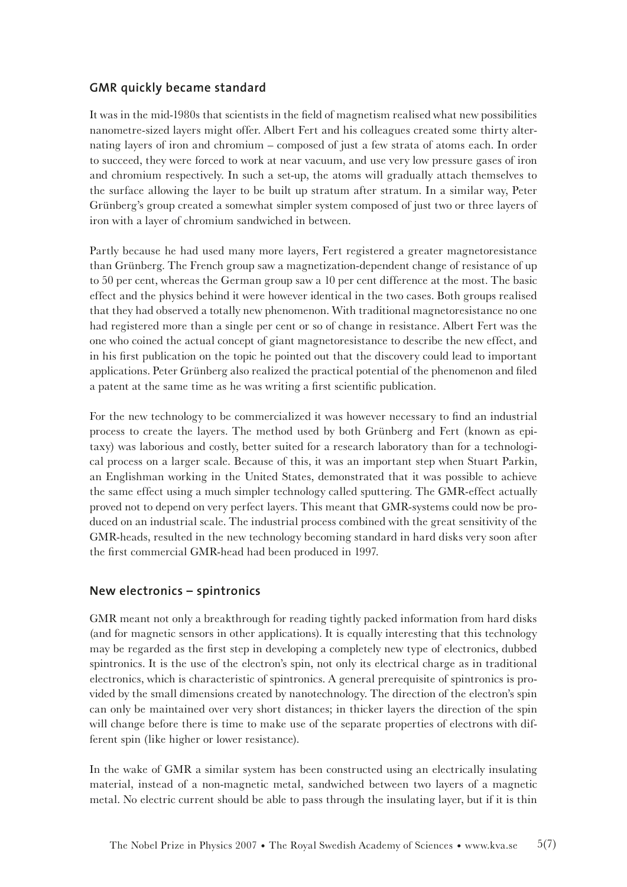## GMR quickly became standard

It was in the mid-1980s that scientists in the field of magnetism realised what new possibilities nanometre-sized layers might offer. Albert Fert and his colleagues created some thirty alternating layers of iron and chromium – composed of just a few strata of atoms each. In order to succeed, they were forced to work at near vacuum, and use very low pressure gases of iron and chromium respectively. In such a set-up, the atoms will gradually attach themselves to the surface allowing the layer to be built up stratum after stratum. In a similar way, Peter Grünberg's group created a somewhat simpler system composed of just two or three layers of iron with a layer of chromium sandwiched in between.

Partly because he had used many more layers, Fert registered a greater magnetoresistance than Grünberg. The French group saw a magnetization-dependent change of resistance of up to 50 per cent, whereas the German group saw a 10 per cent difference at the most. The basic effect and the physics behind it were however identical in the two cases. Both groups realised that they had observed a totally new phenomenon. With traditional magnetoresistance no one had registered more than a single per cent or so of change in resistance. Albert Fert was the one who coined the actual concept of giant magnetoresistance to describe the new effect, and in his first publication on the topic he pointed out that the discovery could lead to important applications. Peter Grünberg also realized the practical potential of the phenomenon and filed a patent at the same time as he was writing a first scientific publication.

For the new technology to be commercialized it was however necessary to find an industrial process to create the layers. The method used by both Grünberg and Fert (known as epitaxy) was laborious and costly, better suited for a research laboratory than for a technological process on a larger scale. Because of this, it was an important step when Stuart Parkin, an Englishman working in the United States, demonstrated that it was possible to achieve the same effect using a much simpler technology called sputtering. The GMR-effect actually proved not to depend on very perfect layers. This meant that GMR-systems could now be produced on an industrial scale. The industrial process combined with the great sensitivity of the GMR-heads, resulted in the new technology becoming standard in hard disks very soon after the first commercial GMR-head had been produced in 1997.

## New electronics – spintronics

GMR meant not only a breakthrough for reading tightly packed information from hard disks (and for magnetic sensors in other applications). It is equally interesting that this technology may be regarded as the first step in developing a completely new type of electronics, dubbed spintronics. It is the use of the electron's spin, not only its electrical charge as in traditional electronics, which is characteristic of spintronics. A general prerequisite of spintronics is provided by the small dimensions created by nanotechnology. The direction of the electron's spin can only be maintained over very short distances; in thicker layers the direction of the spin will change before there is time to make use of the separate properties of electrons with different spin (like higher or lower resistance).

In the wake of GMR a similar system has been constructed using an electrically insulating material, instead of a non-magnetic metal, sandwiched between two layers of a magnetic metal. No electric current should be able to pass through the insulating layer, but if it is thin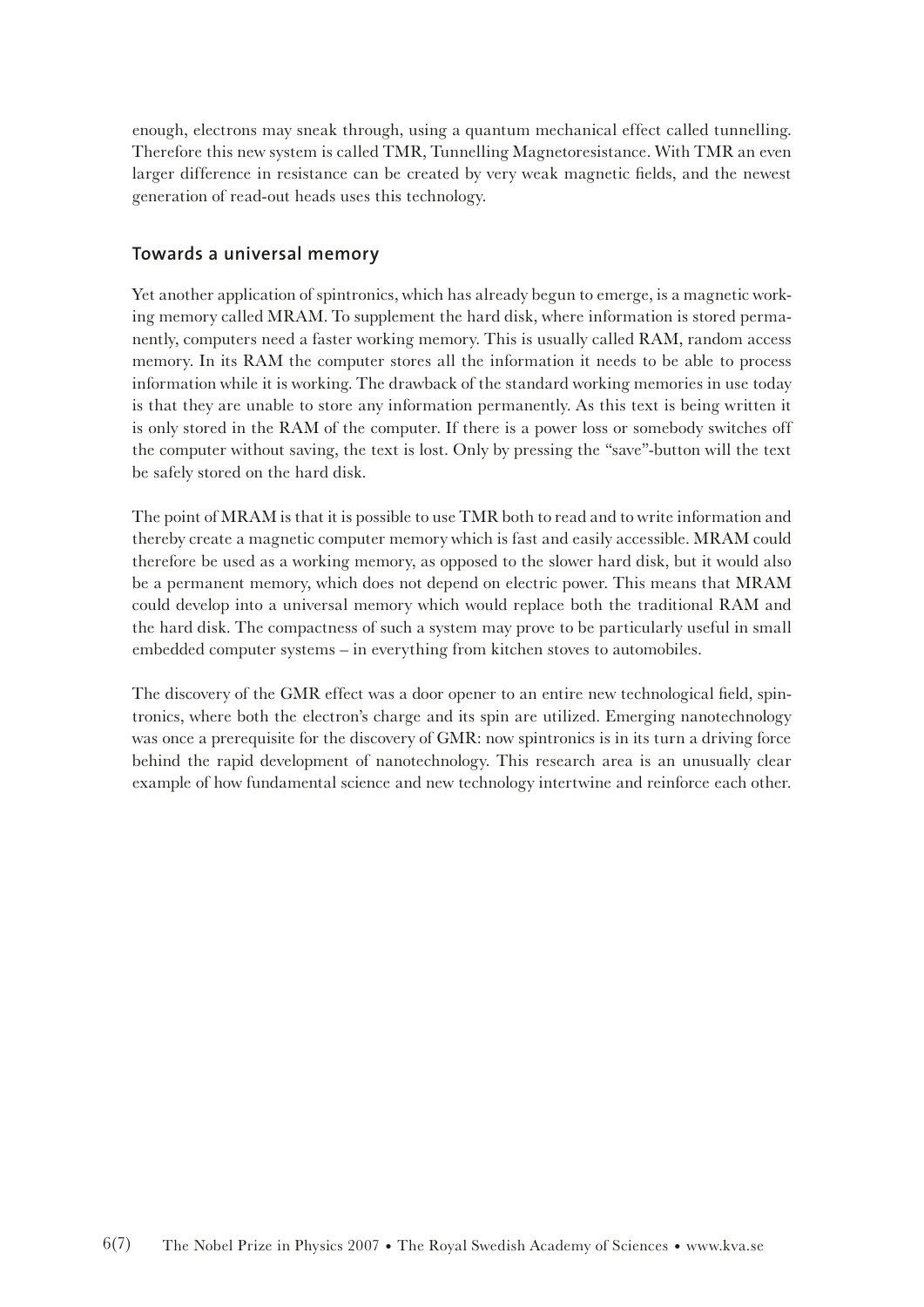enough, electrons may sneak through, using a quantum mechanical effect called tunnelling. Therefore this new system is called TMR, Tunnelling Magnetoresistance. With TMR an even larger difference in resistance can be created by very weak magnetic fields, and the newest generation of read-out heads uses this technology.

## Towards a universal memory

Yet another application of spintronics, which has already begun to emerge, is a magnetic working memory called MRAM. To supplement the hard disk, where information is stored permanently, computers need a faster working memory. This is usually called RAM, random access memory. In its RAM the computer stores all the information it needs to be able to process information while it is working. The drawback of the standard working memories in use today is that they are unable to store any information permanently. As this text is being written it is only stored in the RAM of the computer. If there is a power loss or somebody switches off the computer without saving, the text is lost. Only by pressing the "save"-button will the text be safely stored on the hard disk.

The point of MRAM is that it is possible to use TMR both to read and to write information and thereby create a magnetic computer memory which is fast and easily accessible. MRAM could therefore be used as a working memory, as opposed to the slower hard disk, but it would also be a permanent memory, which does not depend on electric power. This means that MRAM could develop into a universal memory which would replace both the traditional RAM and the hard disk. The compactness of such a system may prove to be particularly useful in small embedded computer systems – in everything from kitchen stoves to automobiles.

The discovery of the GMR effect was a door opener to an entire new technological field, spintronics, where both the electron's charge and its spin are utilized. Emerging nanotechnology was once a prerequisite for the discovery of GMR: now spintronics is in its turn a driving force behind the rapid development of nanotechnology. This research area is an unusually clear example of how fundamental science and new technology intertwine and reinforce each other.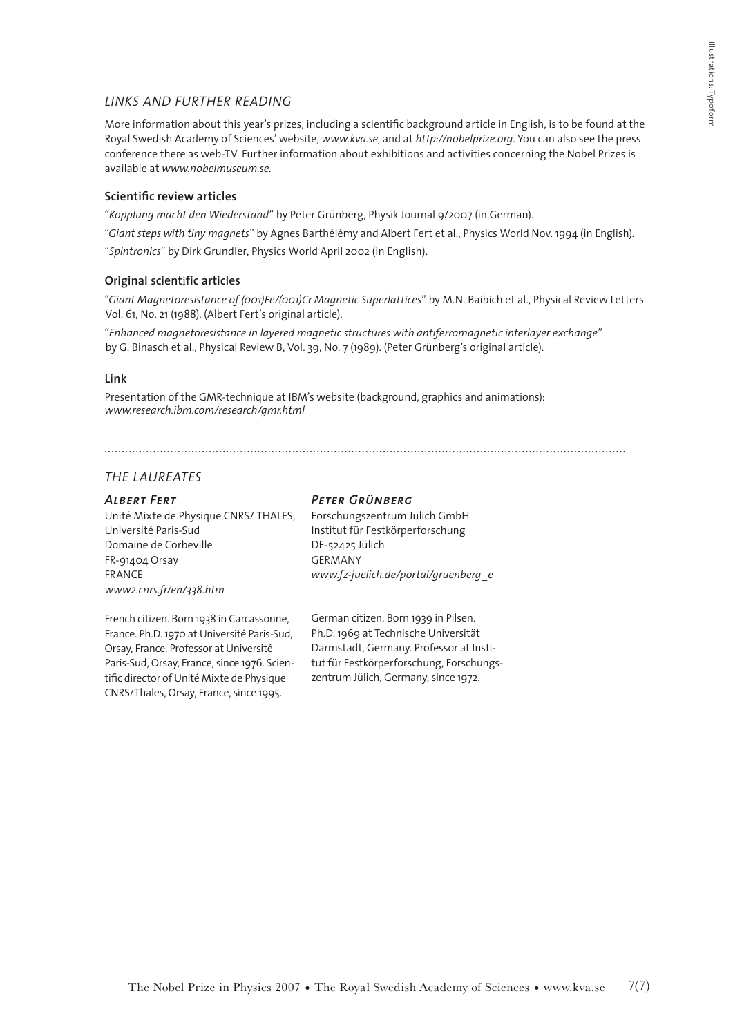## *LINKS AND FURTHER READING*

More information about this year's prizes, including a scientific background article in English, is to be found at the Royal Swedish Academy of Sciences' website, *www.kva.se*, and at *http://nobelprize.org*. You can also see the press conference there as web-TV. Further information about exhibitions and activities concerning the Nobel Prizes is available at *www.nobelmuseum.se.*

### Scientific review articles

"*Kopplung macht den Wiederstand*" by Peter Grünberg, Physik Journal 9/2007 (in German).

"*Giant steps with tiny magnets*" by Agnes Barthélémy and Albert Fert et al., Physics World Nov. 1994 (in English).

"*Spintronics*" by Dirk Grundler, Physics World April 2002 (in English).

### Original scientific articles

"*Giant Magnetoresistance of (001)Fe/(001)Cr Magnetic Superlattices*" by M.N. Baibich et al., Physical Review Letters Vol. 61, No. 21 (1988). (Albert Fert's original article).

"*Enhanced magnetoresistance in layered magnetic structures with antiferromagnetic interlayer exchange*" by G. Binasch et al., Physical Review B, Vol. 39, No. 7 (1989). (Peter Grünberg's original article).

### Link

Presentation of the GMR-technique at IBM's website (background, graphics and animations):
*www.research.ibm.com/research/gmr.html*

## *THE LAUREATES*

### *ALBERT FERT*

Unité Mixte de Physique CNRS/ THALES,
Université Paris-Sud
Domaine de Corbeville
FR-91404 Orsay
FRANCE
*www2.cnrs.fr/en/338.htm*

French citizen. Born 1938 in Carcassonne, France. Ph.D. 1970 at Université Paris-Sud, Orsay, France. Professor at Université Paris-Sud, Orsay, France, since 1976. Scientific director of Unité Mixte de Physique CNRS/Thales, Orsay, France, since 1995.

### *PETER GRÜNBERG*

Forschungszentrum Jülich GmbH
Institut für Festkörperforschung
DE-52425 Jülich
GERMANY
*www.fz-juelich.de/portal/gruenberg_e*

German citizen. Born 1939 in Pilsen. Ph.D. 1969 at Technische Universität Darmstadt, Germany. Professor at Institut für Festkörperforschung, Forschungszentrum Jülich, Germany, since 1972.